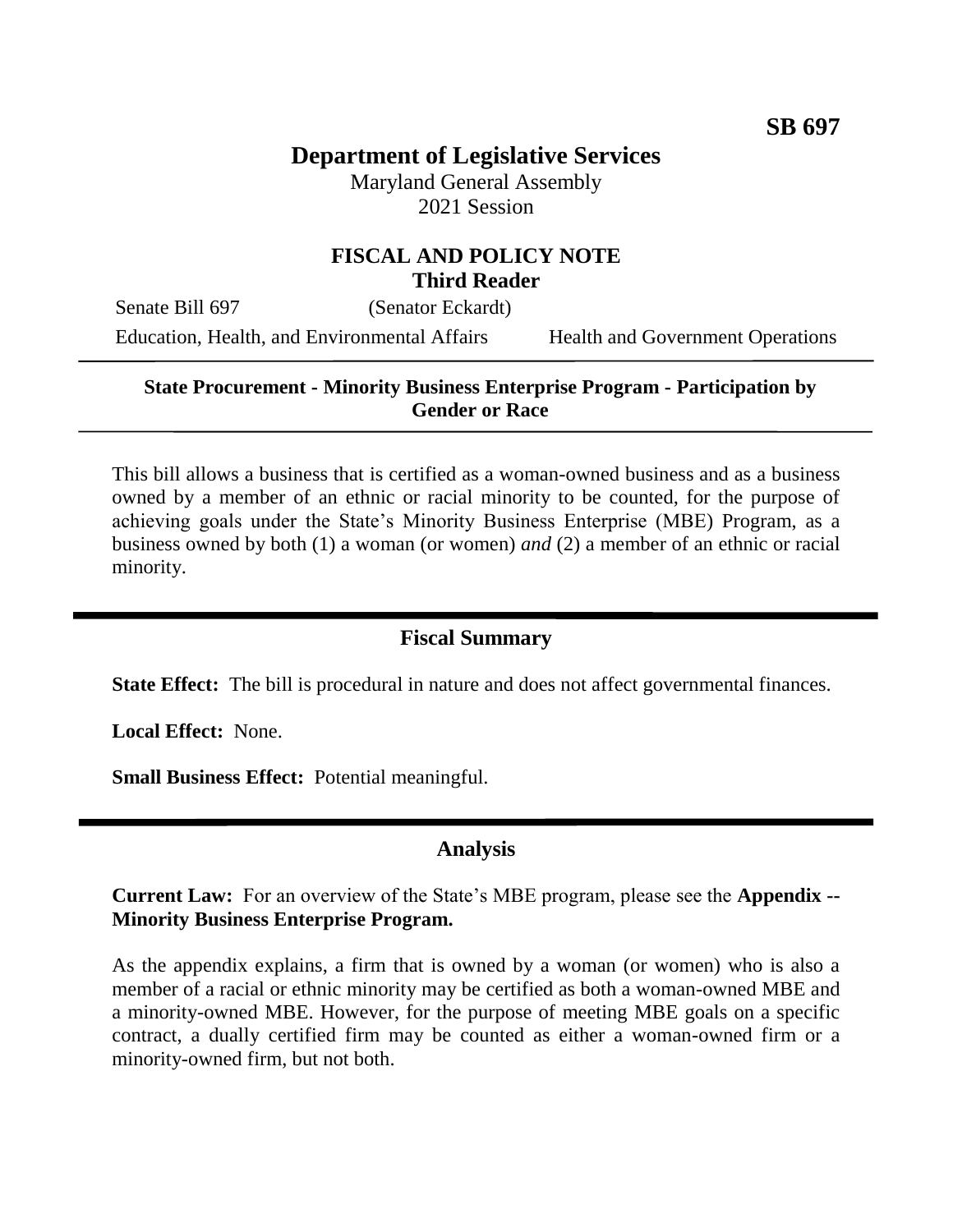**SB 697**

# Department of Legislative Services

Maryland General Assembly
2021 Session

## FISCAL AND POLICY NOTE
### Third Reader

Senate Bill 697 (Senator Eckardt)

Education, Health, and Environmental Affairs — Health and Government Operations

---

**State Procurement - Minority Business Enterprise Program - Participation by Gender or Race**

---

This bill allows a business that is certified as a woman-owned business and as a business owned by a member of an ethnic or racial minority to be counted, for the purpose of achieving goals under the State's Minority Business Enterprise (MBE) Program, as a business owned by both (1) a woman (or women) *and* (2) a member of an ethnic or racial minority.

---

## Fiscal Summary

**State Effect:** The bill is procedural in nature and does not affect governmental finances.

**Local Effect:** None.

**Small Business Effect:** Potential meaningful.

---

## Analysis

**Current Law:** For an overview of the State's MBE program, please see the **Appendix -- Minority Business Enterprise Program.**

As the appendix explains, a firm that is owned by a woman (or women) who is also a member of a racial or ethnic minority may be certified as both a woman-owned MBE and a minority-owned MBE. However, for the purpose of meeting MBE goals on a specific contract, a dually certified firm may be counted as either a woman-owned firm or a minority-owned firm, but not both.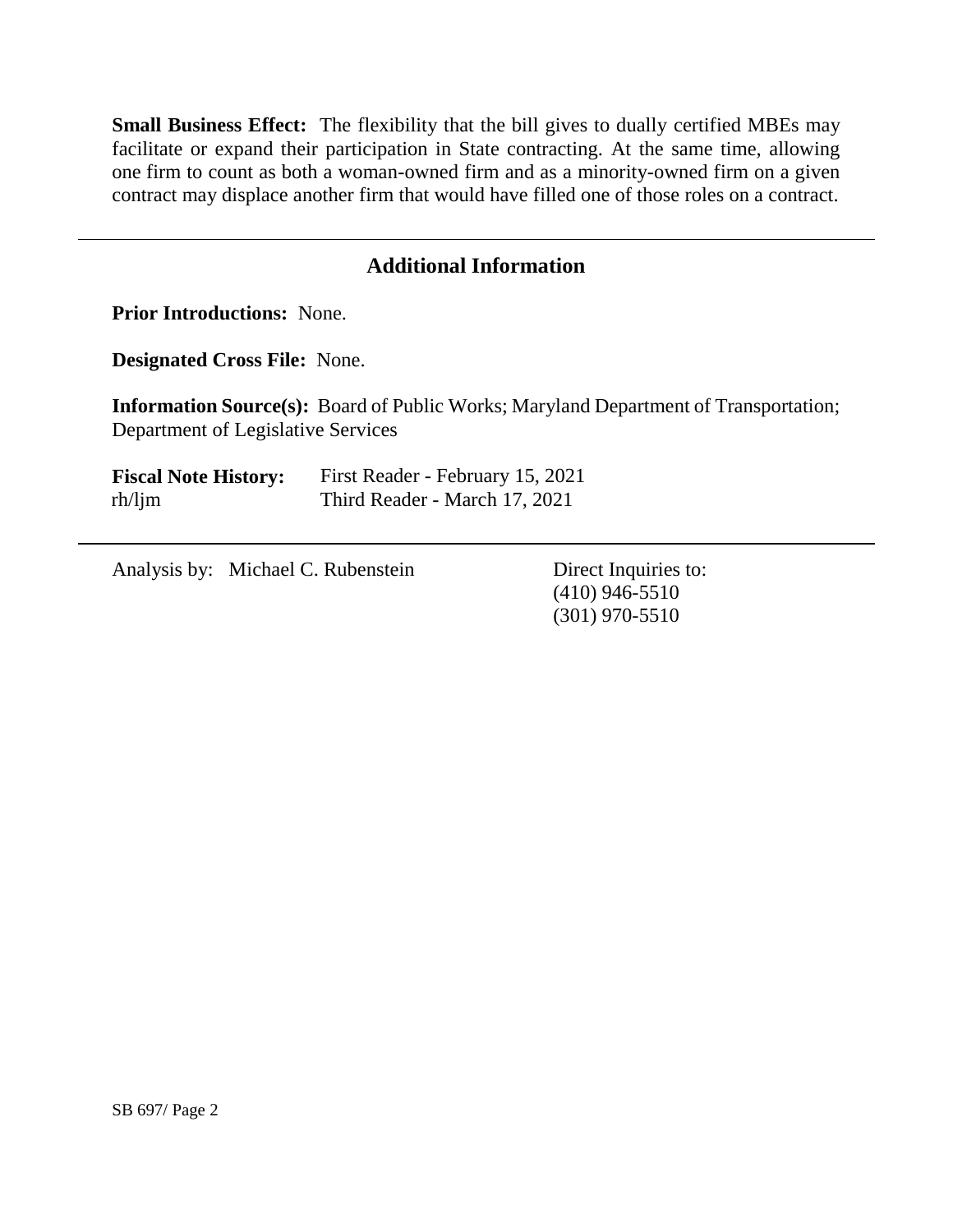**Small Business Effect:** The flexibility that the bill gives to dually certified MBEs may facilitate or expand their participation in State contracting. At the same time, allowing one firm to count as both a woman-owned firm and as a minority-owned firm on a given contract may displace another firm that would have filled one of those roles on a contract.

---

## Additional Information

**Prior Introductions:** None.

**Designated Cross File:** None.

**Information Source(s):** Board of Public Works; Maryland Department of Transportation; Department of Legislative Services

**Fiscal Note History:** First Reader - February 15, 2021
rh/ljm Third Reader - March 17, 2021

---

Analysis by: Michael C. Rubenstein

Direct Inquiries to:
(410) 946-5510
(301) 970-5510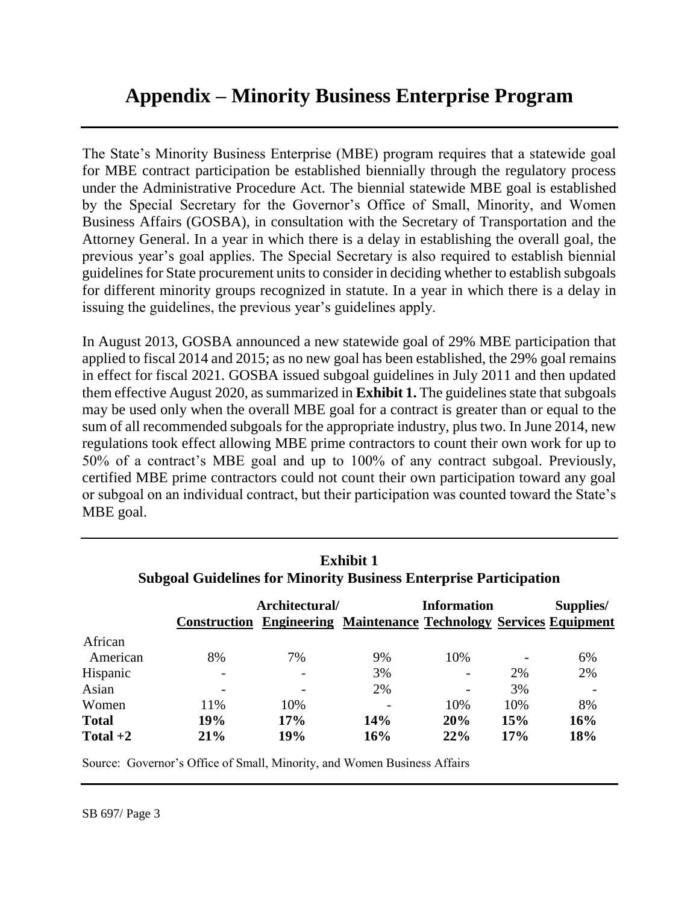# Appendix – Minority Business Enterprise Program

The State's Minority Business Enterprise (MBE) program requires that a statewide goal for MBE contract participation be established biennially through the regulatory process under the Administrative Procedure Act. The biennial statewide MBE goal is established by the Special Secretary for the Governor's Office of Small, Minority, and Women Business Affairs (GOSBA), in consultation with the Secretary of Transportation and the Attorney General. In a year in which there is a delay in establishing the overall goal, the previous year's goal applies. The Special Secretary is also required to establish biennial guidelines for State procurement units to consider in deciding whether to establish subgoals for different minority groups recognized in statute. In a year in which there is a delay in issuing the guidelines, the previous year's guidelines apply.

In August 2013, GOSBA announced a new statewide goal of 29% MBE participation that applied to fiscal 2014 and 2015; as no new goal has been established, the 29% goal remains in effect for fiscal 2021. GOSBA issued subgoal guidelines in July 2011 and then updated them effective August 2020, as summarized in **Exhibit 1.** The guidelines state that subgoals may be used only when the overall MBE goal for a contract is greater than or equal to the sum of all recommended subgoals for the appropriate industry, plus two. In June 2014, new regulations took effect allowing MBE prime contractors to count their own work for up to 50% of a contract's MBE goal and up to 100% of any contract subgoal. Previously, certified MBE prime contractors could not count their own participation toward any goal or subgoal on an individual contract, but their participation was counted toward the State's MBE goal.

**Exhibit 1**
**Subgoal Guidelines for Minority Business Enterprise Participation**

| | Construction | Architectural/ Engineering | Maintenance | Information Technology | Services | Supplies/ Equipment |
|---|---|---|---|---|---|---|
| African American | 8% | 7% | 9% | 10% | - | 6% |
| Hispanic | - | - | 3% | - | 2% | 2% |
| Asian | - | - | 2% | - | 3% | - |
| Women | 11% | 10% | - | 10% | 10% | 8% |
| **Total** | **19%** | **17%** | **14%** | **20%** | **15%** | **16%** |
| **Total +2** | **21%** | **19%** | **16%** | **22%** | **17%** | **18%** |

Source: Governor's Office of Small, Minority, and Women Business Affairs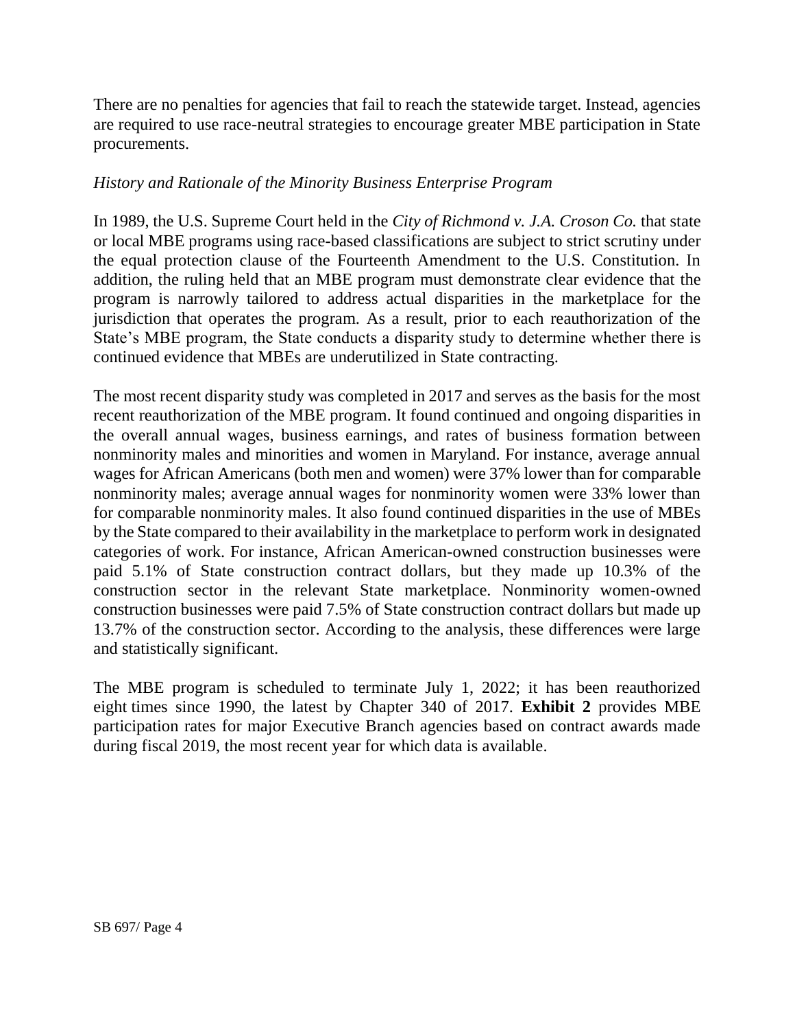There are no penalties for agencies that fail to reach the statewide target. Instead, agencies are required to use race-neutral strategies to encourage greater MBE participation in State procurements.

*History and Rationale of the Minority Business Enterprise Program*

In 1989, the U.S. Supreme Court held in the *City of Richmond v. J.A. Croson Co.* that state or local MBE programs using race-based classifications are subject to strict scrutiny under the equal protection clause of the Fourteenth Amendment to the U.S. Constitution. In addition, the ruling held that an MBE program must demonstrate clear evidence that the program is narrowly tailored to address actual disparities in the marketplace for the jurisdiction that operates the program. As a result, prior to each reauthorization of the State's MBE program, the State conducts a disparity study to determine whether there is continued evidence that MBEs are underutilized in State contracting.

The most recent disparity study was completed in 2017 and serves as the basis for the most recent reauthorization of the MBE program. It found continued and ongoing disparities in the overall annual wages, business earnings, and rates of business formation between nonminority males and minorities and women in Maryland. For instance, average annual wages for African Americans (both men and women) were 37% lower than for comparable nonminority males; average annual wages for nonminority women were 33% lower than for comparable nonminority males. It also found continued disparities in the use of MBEs by the State compared to their availability in the marketplace to perform work in designated categories of work. For instance, African American-owned construction businesses were paid 5.1% of State construction contract dollars, but they made up 10.3% of the construction sector in the relevant State marketplace. Nonminority women-owned construction businesses were paid 7.5% of State construction contract dollars but made up 13.7% of the construction sector. According to the analysis, these differences were large and statistically significant.

The MBE program is scheduled to terminate July 1, 2022; it has been reauthorized eight times since 1990, the latest by Chapter 340 of 2017. **Exhibit 2** provides MBE participation rates for major Executive Branch agencies based on contract awards made during fiscal 2019, the most recent year for which data is available.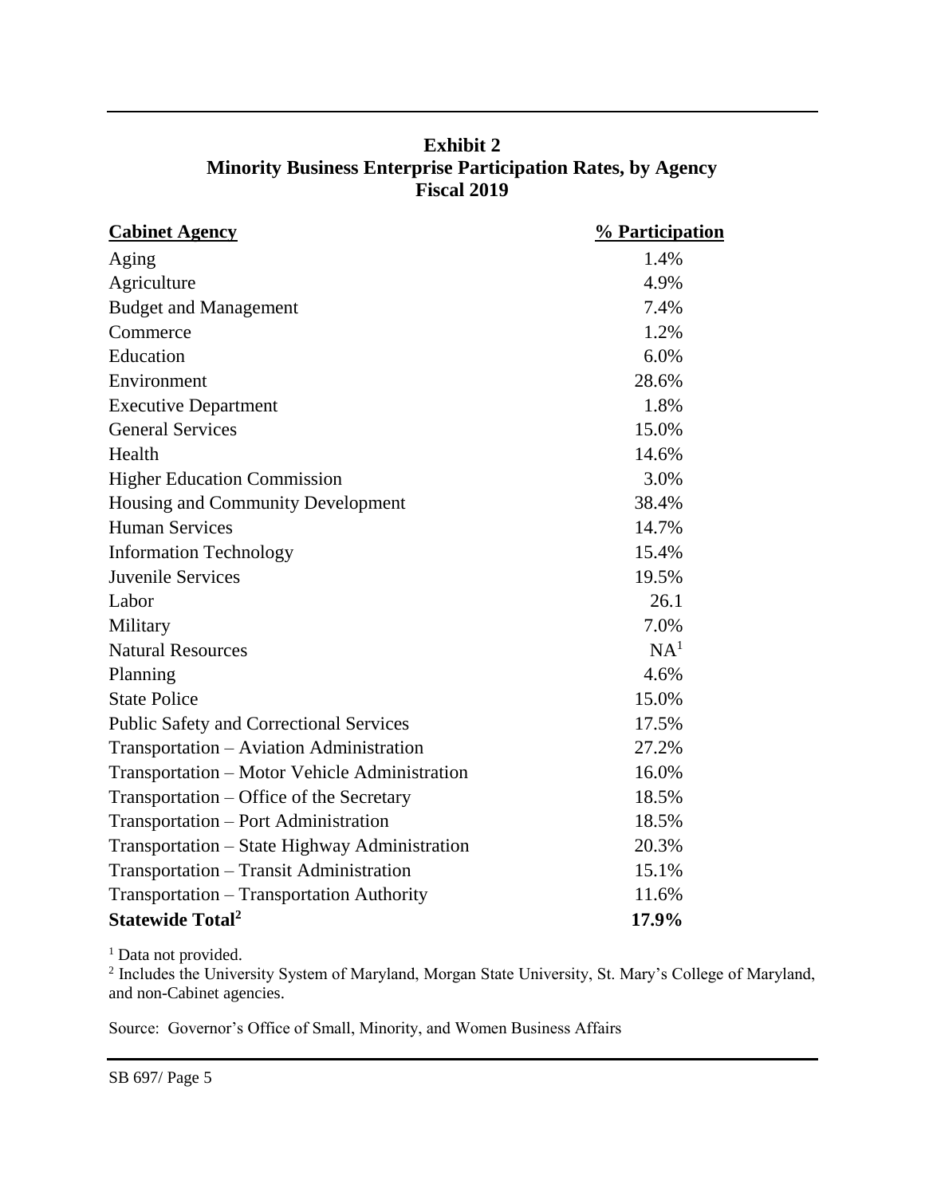**Exhibit 2**
**Minority Business Enterprise Participation Rates, by Agency**
**Fiscal 2019**

| Cabinet Agency | % Participation |
|---|---|
| Aging | 1.4% |
| Agriculture | 4.9% |
| Budget and Management | 7.4% |
| Commerce | 1.2% |
| Education | 6.0% |
| Environment | 28.6% |
| Executive Department | 1.8% |
| General Services | 15.0% |
| Health | 14.6% |
| Higher Education Commission | 3.0% |
| Housing and Community Development | 38.4% |
| Human Services | 14.7% |
| Information Technology | 15.4% |
| Juvenile Services | 19.5% |
| Labor | 26.1 |
| Military | 7.0% |
| Natural Resources | NA[1] |
| Planning | 4.6% |
| State Police | 15.0% |
| Public Safety and Correctional Services | 17.5% |
| Transportation – Aviation Administration | 27.2% |
| Transportation – Motor Vehicle Administration | 16.0% |
| Transportation – Office of the Secretary | 18.5% |
| Transportation – Port Administration | 18.5% |
| Transportation – State Highway Administration | 20.3% |
| Transportation – Transit Administration | 15.1% |
| Transportation – Transportation Authority | 11.6% |
| **Statewide Total[2]** | **17.9%** |

[1] Data not provided.
[2] Includes the University System of Maryland, Morgan State University, St. Mary's College of Maryland, and non-Cabinet agencies.

Source: Governor's Office of Small, Minority, and Women Business Affairs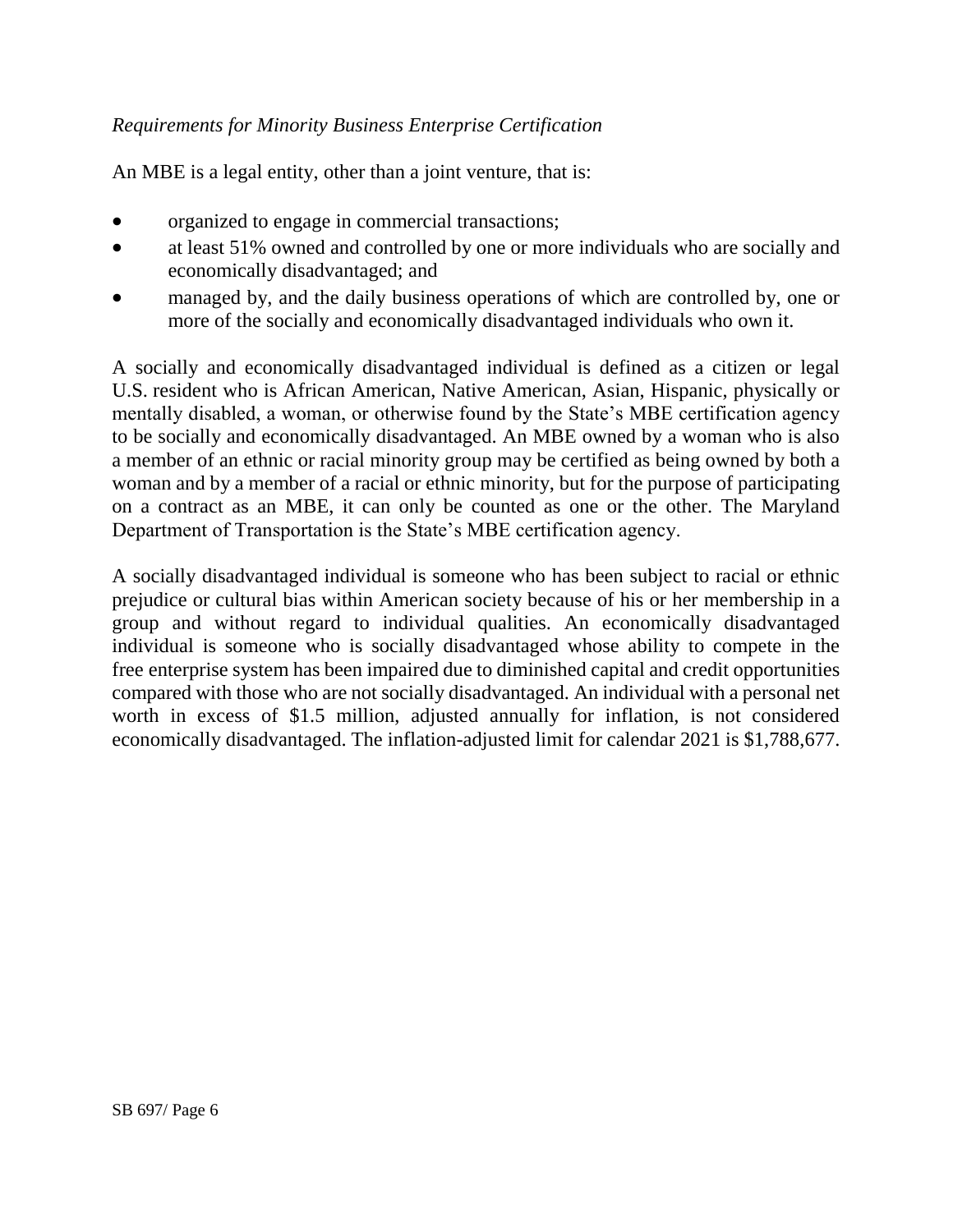*Requirements for Minority Business Enterprise Certification*

An MBE is a legal entity, other than a joint venture, that is:

- organized to engage in commercial transactions;
- at least 51% owned and controlled by one or more individuals who are socially and economically disadvantaged; and
- managed by, and the daily business operations of which are controlled by, one or more of the socially and economically disadvantaged individuals who own it.

A socially and economically disadvantaged individual is defined as a citizen or legal U.S. resident who is African American, Native American, Asian, Hispanic, physically or mentally disabled, a woman, or otherwise found by the State's MBE certification agency to be socially and economically disadvantaged. An MBE owned by a woman who is also a member of an ethnic or racial minority group may be certified as being owned by both a woman and by a member of a racial or ethnic minority, but for the purpose of participating on a contract as an MBE, it can only be counted as one or the other. The Maryland Department of Transportation is the State's MBE certification agency.

A socially disadvantaged individual is someone who has been subject to racial or ethnic prejudice or cultural bias within American society because of his or her membership in a group and without regard to individual qualities. An economically disadvantaged individual is someone who is socially disadvantaged whose ability to compete in the free enterprise system has been impaired due to diminished capital and credit opportunities compared with those who are not socially disadvantaged. An individual with a personal net worth in excess of $1.5 million, adjusted annually for inflation, is not considered economically disadvantaged. The inflation-adjusted limit for calendar 2021 is $1,788,677.